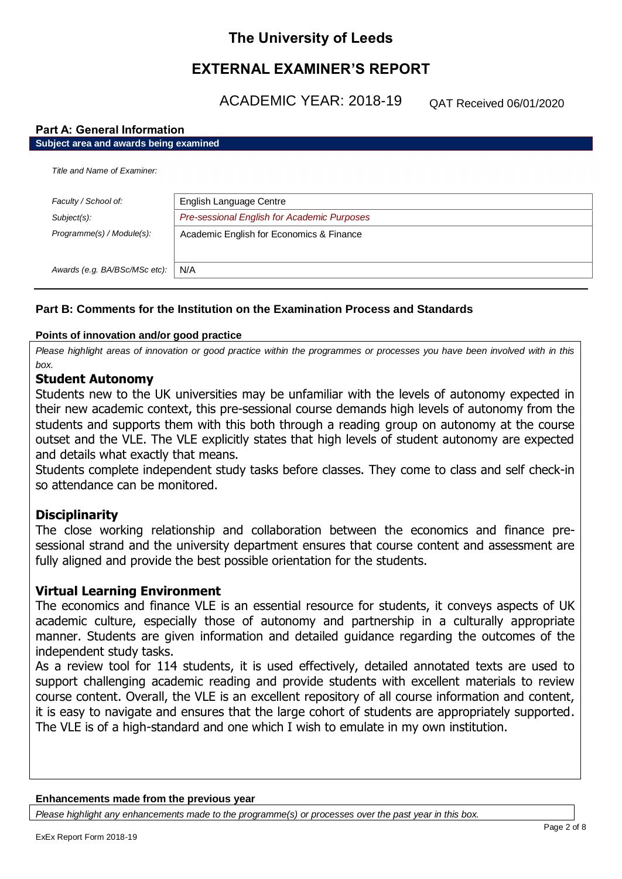# The University of Leeds

# EXTERNAL EXAMINER'S REPORT

ACADEMIC YEAR: 2018-19 QAT Received 06/01/2020

## Part A: General Information

**Subject area and awards being examined**

| | |
|---|---|
| *Title and Name of Examiner:* | |
| *Faculty / School of:* | English Language Centre |
| *Subject(s):* | *Pre-sessional English for Academic Purposes* |
| *Programme(s) / Module(s):* | Academic English for Economics & Finance |
| *Awards (e.g. BA/BSc/MSc etc):* | N/A |

## Part B: Comments for the Institution on the Examination Process and Standards

**Points of innovation and/or good practice**

*Please highlight areas of innovation or good practice within the programmes or processes you have been involved with in this box.*

### Student Autonomy

Students new to the UK universities may be unfamiliar with the levels of autonomy expected in their new academic context, this pre-sessional course demands high levels of autonomy from the students and supports them with this both through a reading group on autonomy at the course outset and the VLE. The VLE explicitly states that high levels of student autonomy are expected and details what exactly that means.

Students complete independent study tasks before classes. They come to class and self check-in so attendance can be monitored.

### Disciplinarity

The close working relationship and collaboration between the economics and finance pre-sessional strand and the university department ensures that course content and assessment are fully aligned and provide the best possible orientation for the students.

### Virtual Learning Environment

The economics and finance VLE is an essential resource for students, it conveys aspects of UK academic culture, especially those of autonomy and partnership in a culturally appropriate manner. Students are given information and detailed guidance regarding the outcomes of the independent study tasks.

As a review tool for 114 students, it is used effectively, detailed annotated texts are used to support challenging academic reading and provide students with excellent materials to review course content. Overall, the VLE is an excellent repository of all course information and content, it is easy to navigate and ensures that the large cohort of students are appropriately supported. The VLE is of a high-standard and one which I wish to emulate in my own institution.

**Enhancements made from the previous year**

*Please highlight any enhancements made to the programme(s) or processes over the past year in this box.*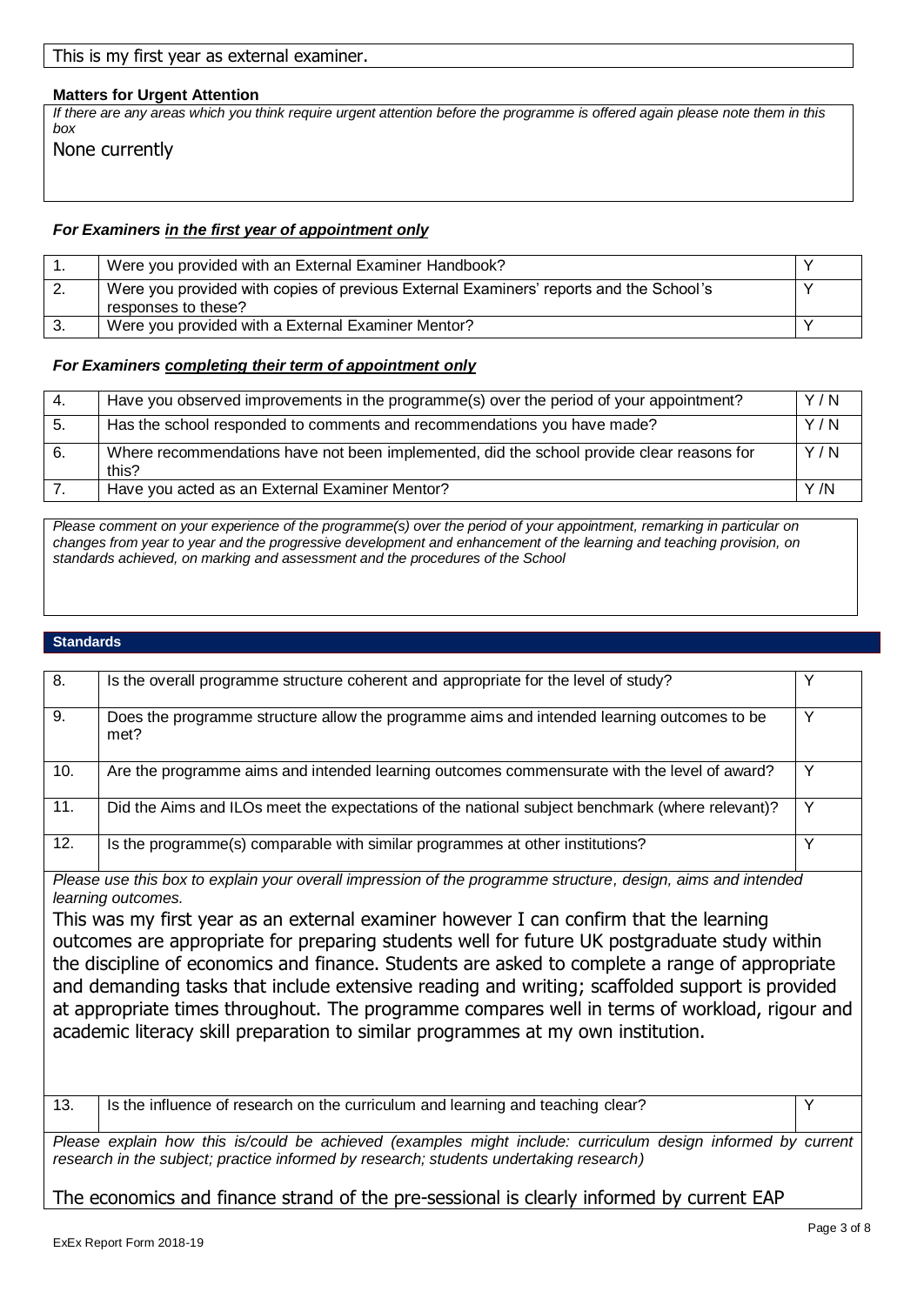This is my first year as external examiner.

**Matters for Urgent Attention**

*If there are any areas which you think require urgent attention before the programme is offered again please note them in this box*

None currently

### *For Examiners in the first year of appointment only*

| | | |
|---|---|---|
| 1. | Were you provided with an External Examiner Handbook? | Y |
| 2. | Were you provided with copies of previous External Examiners' reports and the School's responses to these? | Y |
| 3. | Were you provided with a External Examiner Mentor? | Y |

### *For Examiners completing their term of appointment only*

| | | |
|---|---|---|
| 4. | Have you observed improvements in the programme(s) over the period of your appointment? | Y / N |
| 5. | Has the school responded to comments and recommendations you have made? | Y / N |
| 6. | Where recommendations have not been implemented, did the school provide clear reasons for this? | Y / N |
| 7. | Have you acted as an External Examiner Mentor? | Y /N |

*Please comment on your experience of the programme(s) over the period of your appointment, remarking in particular on changes from year to year and the progressive development and enhancement of the learning and teaching provision, on standards achieved, on marking and assessment and the procedures of the School*

## Standards

| | | |
|---|---|---|
| 8. | Is the overall programme structure coherent and appropriate for the level of study? | Y |
| 9. | Does the programme structure allow the programme aims and intended learning outcomes to be met? | Y |
| 10. | Are the programme aims and intended learning outcomes commensurate with the level of award? | Y |
| 11. | Did the Aims and ILOs meet the expectations of the national subject benchmark (where relevant)? | Y |
| 12. | Is the programme(s) comparable with similar programmes at other institutions? | Y |

*Please use this box to explain your overall impression of the programme structure, design, aims and intended learning outcomes.*

This was my first year as an external examiner however I can confirm that the learning outcomes are appropriate for preparing students well for future UK postgraduate study within the discipline of economics and finance. Students are asked to complete a range of appropriate and demanding tasks that include extensive reading and writing; scaffolded support is provided at appropriate times throughout. The programme compares well in terms of workload, rigour and academic literacy skill preparation to similar programmes at my own institution.

| | | |
|---|---|---|
| 13. | Is the influence of research on the curriculum and learning and teaching clear? | Y |

*Please explain how this is/could be achieved (examples might include: curriculum design informed by current research in the subject; practice informed by research; students undertaking research)*

The economics and finance strand of the pre-sessional is clearly informed by current EAP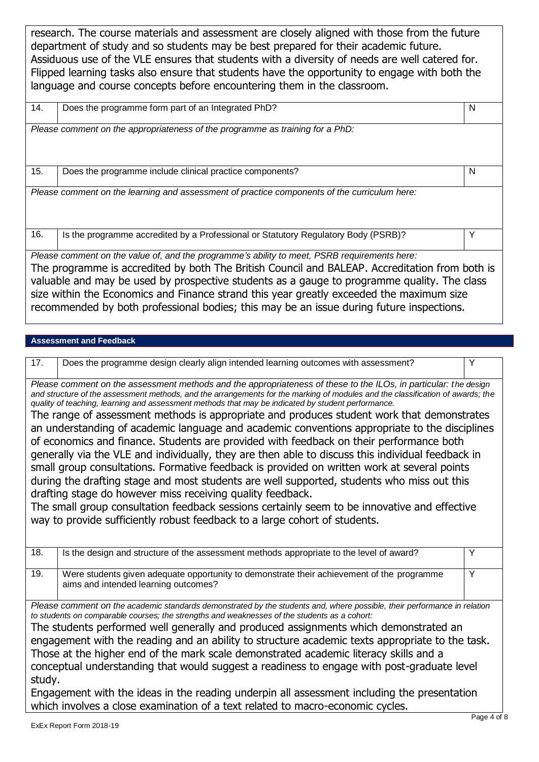research. The course materials and assessment are closely aligned with those from the future department of study and so students may be best prepared for their academic future. Assiduous use of the VLE ensures that students with a diversity of needs are well catered for. Flipped learning tasks also ensure that students have the opportunity to engage with both the language and course concepts before encountering them in the classroom.

| 14. | Does the programme form part of an Integrated PhD? | N |
|---|---|---|

*Please comment on the appropriateness of the programme as training for a PhD:*

| 15. | Does the programme include clinical practice components? | N |
|---|---|---|

*Please comment on the learning and assessment of practice components of the curriculum here:*

| 16. | Is the programme accredited by a Professional or Statutory Regulatory Body (PSRB)? | Y |
|---|---|---|

*Please comment on the value of, and the programme's ability to meet, PSRB requirements here:*

The programme is accredited by both The British Council and BALEAP. Accreditation from both is valuable and may be used by prospective students as a gauge to programme quality. The class size within the Economics and Finance strand this year greatly exceeded the maximum size recommended by both professional bodies; this may be an issue during future inspections.

## Assessment and Feedback

| 17. | Does the programme design clearly align intended learning outcomes with assessment? | Y |
|---|---|---|

*Please comment on the assessment methods and the appropriateness of these to the ILOs, in particular: the design and structure of the assessment methods, and the arrangements for the marking of modules and the classification of awards; the quality of teaching, learning and assessment methods that may be indicated by student performance.*

The range of assessment methods is appropriate and produces student work that demonstrates an understanding of academic language and academic conventions appropriate to the disciplines of economics and finance. Students are provided with feedback on their performance both generally via the VLE and individually, they are then able to discuss this individual feedback in small group consultations. Formative feedback is provided on written work at several points during the drafting stage and most students are well supported, students who miss out this drafting stage do however miss receiving quality feedback.

The small group consultation feedback sessions certainly seem to be innovative and effective way to provide sufficiently robust feedback to a large cohort of students.

| 18. | Is the design and structure of the assessment methods appropriate to the level of award? | Y |
|---|---|---|
| 19. | Were students given adequate opportunity to demonstrate their achievement of the programme aims and intended learning outcomes? | Y |

*Please comment on the academic standards demonstrated by the students and, where possible, their performance in relation to students on comparable courses; the strengths and weaknesses of the students as a cohort:*

The students performed well generally and produced assignments which demonstrated an engagement with the reading and an ability to structure academic texts appropriate to the task. Those at the higher end of the mark scale demonstrated academic literacy skills and a conceptual understanding that would suggest a readiness to engage with post-graduate level study.

Engagement with the ideas in the reading underpin all assessment including the presentation which involves a close examination of a text related to macro-economic cycles.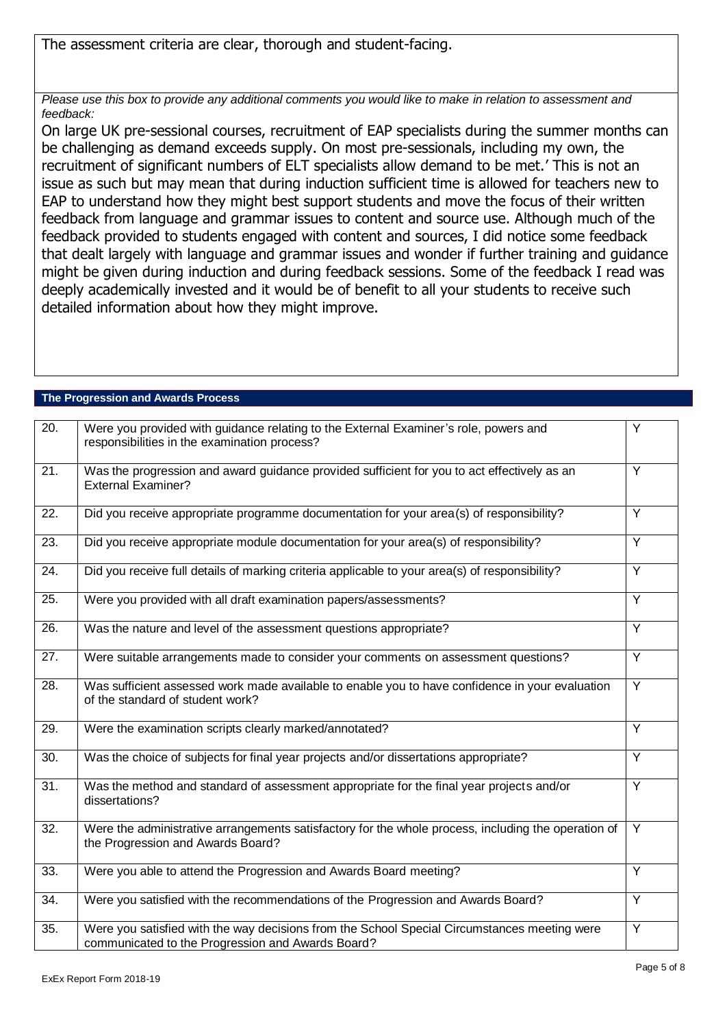The assessment criteria are clear, thorough and student-facing.

*Please use this box to provide any additional comments you would like to make in relation to assessment and feedback:*

On large UK pre-sessional courses, recruitment of EAP specialists during the summer months can be challenging as demand exceeds supply. On most pre-sessionals, including my own, the recruitment of significant numbers of ELT specialists allow demand to be met.' This is not an issue as such but may mean that during induction sufficient time is allowed for teachers new to EAP to understand how they might best support students and move the focus of their written feedback from language and grammar issues to content and source use. Although much of the feedback provided to students engaged with content and sources, I did notice some feedback that dealt largely with language and grammar issues and wonder if further training and guidance might be given during induction and during feedback sessions. Some of the feedback I read was deeply academically invested and it would be of benefit to all your students to receive such detailed information about how they might improve.

## The Progression and Awards Process

| | | |
|---|---|---|
| 20. | Were you provided with guidance relating to the External Examiner's role, powers and responsibilities in the examination process? | Y |
| 21. | Was the progression and award guidance provided sufficient for you to act effectively as an External Examiner? | Y |
| 22. | Did you receive appropriate programme documentation for your area(s) of responsibility? | Y |
| 23. | Did you receive appropriate module documentation for your area(s) of responsibility? | Y |
| 24. | Did you receive full details of marking criteria applicable to your area(s) of responsibility? | Y |
| 25. | Were you provided with all draft examination papers/assessments? | Y |
| 26. | Was the nature and level of the assessment questions appropriate? | Y |
| 27. | Were suitable arrangements made to consider your comments on assessment questions? | Y |
| 28. | Was sufficient assessed work made available to enable you to have confidence in your evaluation of the standard of student work? | Y |
| 29. | Were the examination scripts clearly marked/annotated? | Y |
| 30. | Was the choice of subjects for final year projects and/or dissertations appropriate? | Y |
| 31. | Was the method and standard of assessment appropriate for the final year projects and/or dissertations? | Y |
| 32. | Were the administrative arrangements satisfactory for the whole process, including the operation of the Progression and Awards Board? | Y |
| 33. | Were you able to attend the Progression and Awards Board meeting? | Y |
| 34. | Were you satisfied with the recommendations of the Progression and Awards Board? | Y |
| 35. | Were you satisfied with the way decisions from the School Special Circumstances meeting were communicated to the Progression and Awards Board? | Y |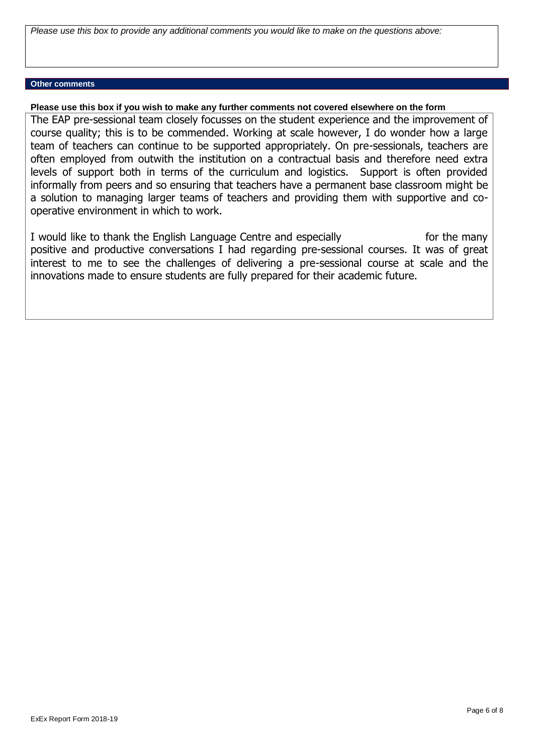*Please use this box to provide any additional comments you would like to make on the questions above:*

## Other comments

**Please use this box if you wish to make any further comments not covered elsewhere on the form**

The EAP pre-sessional team closely focusses on the student experience and the improvement of course quality; this is to be commended. Working at scale however, I do wonder how a large team of teachers can continue to be supported appropriately. On pre-sessionals, teachers are often employed from outwith the institution on a contractual basis and therefore need extra levels of support both in terms of the curriculum and logistics. Support is often provided informally from peers and so ensuring that teachers have a permanent base classroom might be a solution to managing larger teams of teachers and providing them with supportive and co-operative environment in which to work.

I would like to thank the English Language Centre and especially for the many positive and productive conversations I had regarding pre-sessional courses. It was of great interest to me to see the challenges of delivering a pre-sessional course at scale and the innovations made to ensure students are fully prepared for their academic future.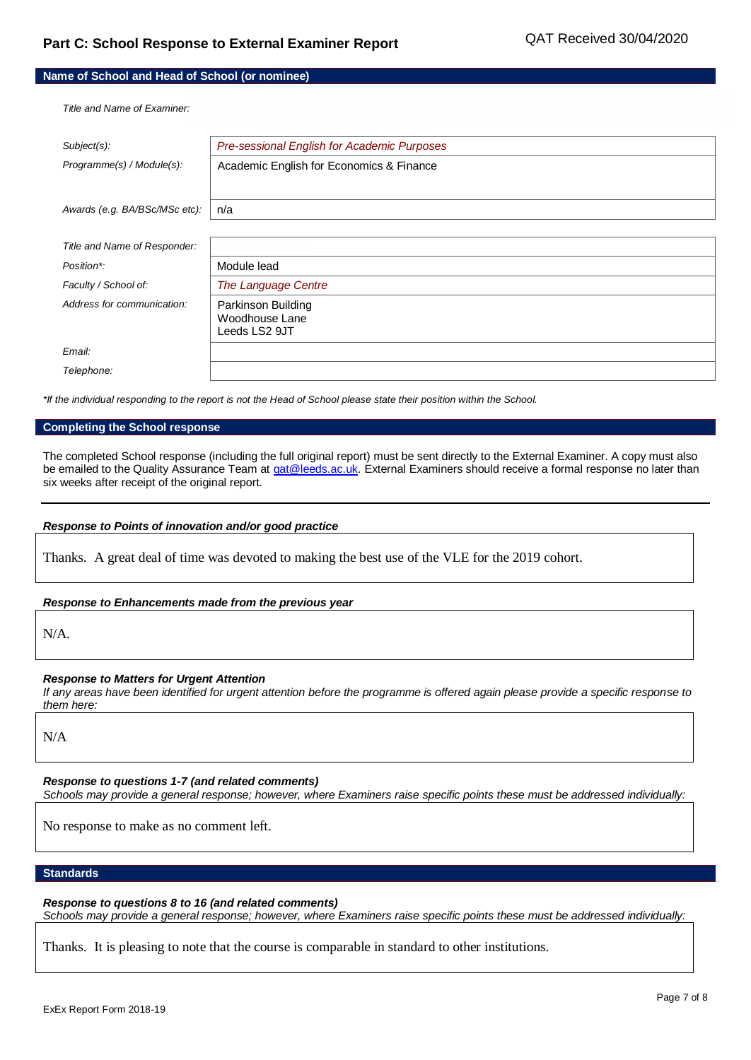## Part C: School Response to External Examiner Report

QAT Received 30/04/2020

### Name of School and Head of School (or nominee)

| | |
|---|---|
| *Title and Name of Examiner:* | |
| *Subject(s):* | *Pre-sessional English for Academic Purposes* |
| *Programme(s) / Module(s):* | Academic English for Economics & Finance |
| *Awards (e.g. BA/BSc/MSc etc):* | n/a |
| *Title and Name of Responder:* | |
| *Position*:* | Module lead |
| *Faculty / School of:* | *The Language Centre* |
| *Address for communication:* | Parkinson Building<br>Woodhouse Lane<br>Leeds LS2 9JT |
| *Email:* | |
| *Telephone:* | |

*\*If the individual responding to the report is not the Head of School please state their position within the School.*

### Completing the School response

The completed School response (including the full original report) must be sent directly to the External Examiner. A copy must also be emailed to the Quality Assurance Team at qat@leeds.ac.uk. External Examiners should receive a formal response no later than six weeks after receipt of the original report.

***Response to Points of innovation and/or good practice***

Thanks. A great deal of time was devoted to making the best use of the VLE for the 2019 cohort.

***Response to Enhancements made from the previous year***

N/A.

***Response to Matters for Urgent Attention***

*If any areas have been identified for urgent attention before the programme is offered again please provide a specific response to them here:*

N/A

***Response to questions 1-7 (and related comments)***

*Schools may provide a general response; however, where Examiners raise specific points these must be addressed individually:*

No response to make as no comment left.

### Standards

***Response to questions 8 to 16 (and related comments)***

*Schools may provide a general response; however, where Examiners raise specific points these must be addressed individually:*

Thanks. It is pleasing to note that the course is comparable in standard to other institutions.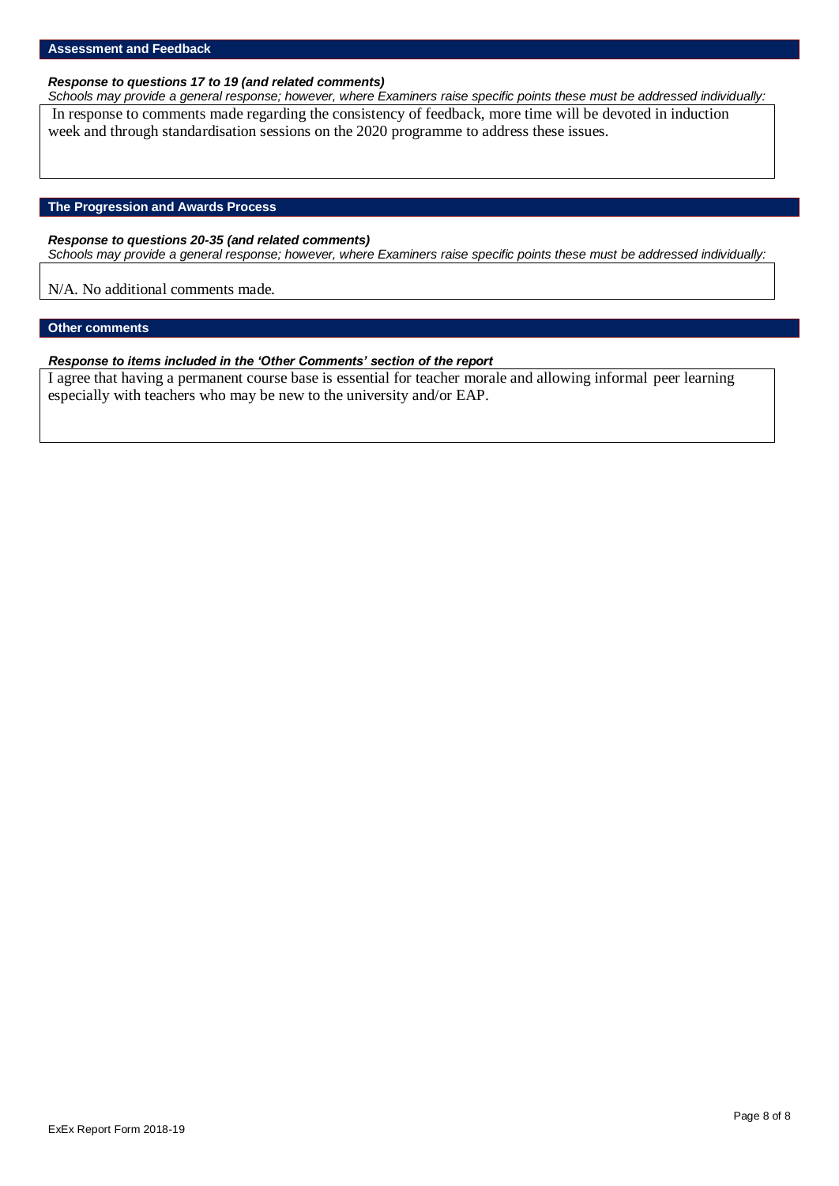## Assessment and Feedback

***Response to questions 17 to 19 (and related comments)***

*Schools may provide a general response; however, where Examiners raise specific points these must be addressed individually:*

In response to comments made regarding the consistency of feedback, more time will be devoted in induction week and through standardisation sessions on the 2020 programme to address these issues.

## The Progression and Awards Process

***Response to questions 20-35 (and related comments)***

*Schools may provide a general response; however, where Examiners raise specific points these must be addressed individually:*

N/A. No additional comments made.

## Other comments

***Response to items included in the 'Other Comments' section of the report***

I agree that having a permanent course base is essential for teacher morale and allowing informal peer learning especially with teachers who may be new to the university and/or EAP.